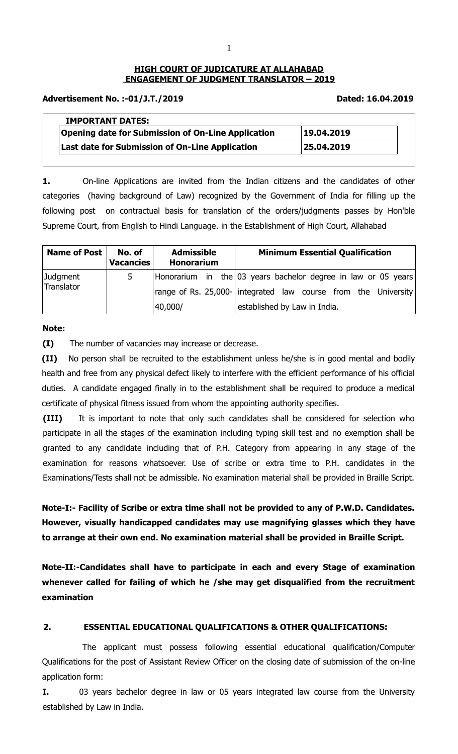**HIGH COURT OF JUDICATURE AT ALLAHABAD**
**ENGAGEMENT OF JUDGMENT TRANSLATOR – 2019**

**Advertisement No. :-01/J.T./2019** **Dated: 16.04.2019**

| **IMPORTANT DATES:** | |
|---|---|
| **Opening date for Submission of On-Line Application** | **19.04.2019** |
| **Last date for Submission of On-Line Application** | **25.04.2019** |

**1.** On-line Applications are invited from the Indian citizens and the candidates of other categories (having background of Law) recognized by the Government of India for filling up the following post on contractual basis for translation of the orders/judgments passes by Hon'ble Supreme Court, from English to Hindi Language. in the Establishment of High Court, Allahabad

| Name of Post | No. of Vacancies | Admissible Honorarium | Minimum Essential Qualification |
|---|---|---|---|
| Judgment Translator | 5 | Honorarium in the range of Rs. 25,000-40,000/ | 03 years bachelor degree in law or 05 years integrated law course from the University established by Law in India. |

**Note:**

**(I)** The number of vacancies may increase or decrease.

**(II)** No person shall be recruited to the establishment unless he/she is in good mental and bodily health and free from any physical defect likely to interfere with the efficient performance of his official duties. A candidate engaged finally in to the establishment shall be required to produce a medical certificate of physical fitness issued from whom the appointing authority specifies.

**(III)** It is important to note that only such candidates shall be considered for selection who participate in all the stages of the examination including typing skill test and no exemption shall be granted to any candidate including that of P.H. Category from appearing in any stage of the examination for reasons whatsoever. Use of scribe or extra time to P.H. candidates in the Examinations/Tests shall not be admissible. No examination material shall be provided in Braille Script.

**Note-I:- Facility of Scribe or extra time shall not be provided to any of P.W.D. Candidates. However, visually handicapped candidates may use magnifying glasses which they have to arrange at their own end. No examination material shall be provided in Braille Script.**

**Note-II:-Candidates shall have to participate in each and every Stage of examination whenever called for failing of which he /she may get disqualified from the recruitment examination**

## 2. ESSENTIAL EDUCATIONAL QUALIFICATIONS & OTHER QUALIFICATIONS:

The applicant must possess following essential educational qualification/Computer Qualifications for the post of Assistant Review Officer on the closing date of submission of the on-line application form:

**I.** 03 years bachelor degree in law or 05 years integrated law course from the University established by Law in India.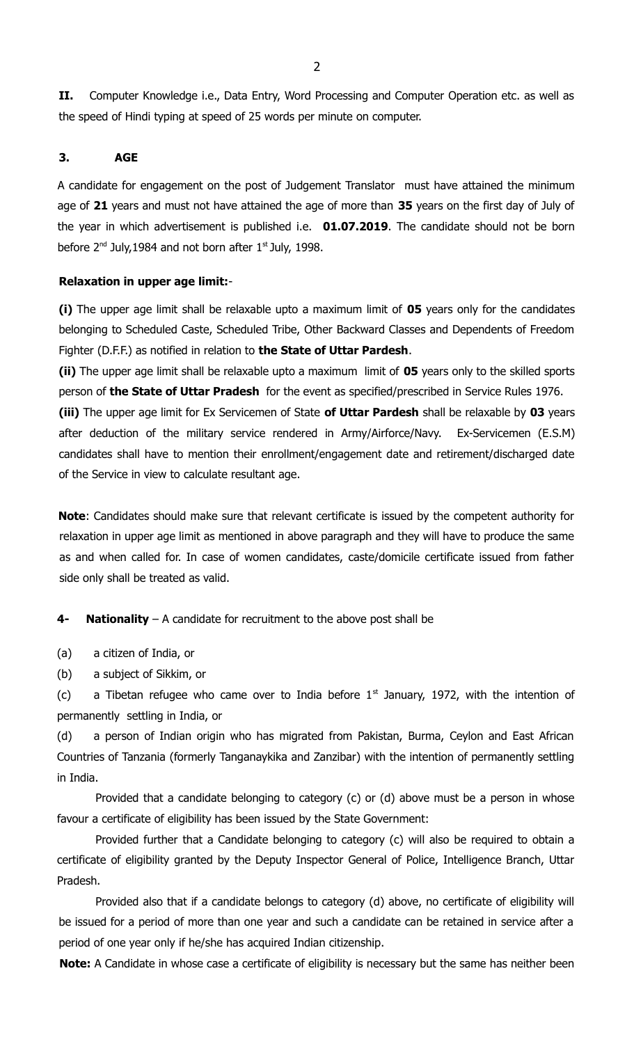**II.** Computer Knowledge i.e., Data Entry, Word Processing and Computer Operation etc. as well as the speed of Hindi typing at speed of 25 words per minute on computer.

### 3. AGE

A candidate for engagement on the post of Judgement Translator must have attained the minimum age of **21** years and must not have attained the age of more than **35** years on the first day of July of the year in which advertisement is published i.e. **01.07.2019**. The candidate should not be born before 2nd July,1984 and not born after 1st July, 1998.

**Relaxation in upper age limit:**-

**(i)** The upper age limit shall be relaxable upto a maximum limit of **05** years only for the candidates belonging to Scheduled Caste, Scheduled Tribe, Other Backward Classes and Dependents of Freedom Fighter (D.F.F.) as notified in relation to **the State of Uttar Pardesh**.

**(ii)** The upper age limit shall be relaxable upto a maximum limit of **05** years only to the skilled sports person of **the State of Uttar Pradesh** for the event as specified/prescribed in Service Rules 1976.

**(iii)** The upper age limit for Ex Servicemen of State **of Uttar Pardesh** shall be relaxable by **03** years after deduction of the military service rendered in Army/Airforce/Navy. Ex-Servicemen (E.S.M) candidates shall have to mention their enrollment/engagement date and retirement/discharged date of the Service in view to calculate resultant age.

**Note**: Candidates should make sure that relevant certificate is issued by the competent authority for relaxation in upper age limit as mentioned in above paragraph and they will have to produce the same as and when called for. In case of women candidates, caste/domicile certificate issued from father side only shall be treated as valid.

**4- Nationality** – A candidate for recruitment to the above post shall be

(a) a citizen of India, or

(b) a subject of Sikkim, or

(c) a Tibetan refugee who came over to India before 1st January, 1972, with the intention of permanently settling in India, or

(d) a person of Indian origin who has migrated from Pakistan, Burma, Ceylon and East African Countries of Tanzania (formerly Tanganaykika and Zanzibar) with the intention of permanently settling in India.

Provided that a candidate belonging to category (c) or (d) above must be a person in whose favour a certificate of eligibility has been issued by the State Government:

Provided further that a Candidate belonging to category (c) will also be required to obtain a certificate of eligibility granted by the Deputy Inspector General of Police, Intelligence Branch, Uttar Pradesh.

Provided also that if a candidate belongs to category (d) above, no certificate of eligibility will be issued for a period of more than one year and such a candidate can be retained in service after a period of one year only if he/she has acquired Indian citizenship.

**Note:** A Candidate in whose case a certificate of eligibility is necessary but the same has neither been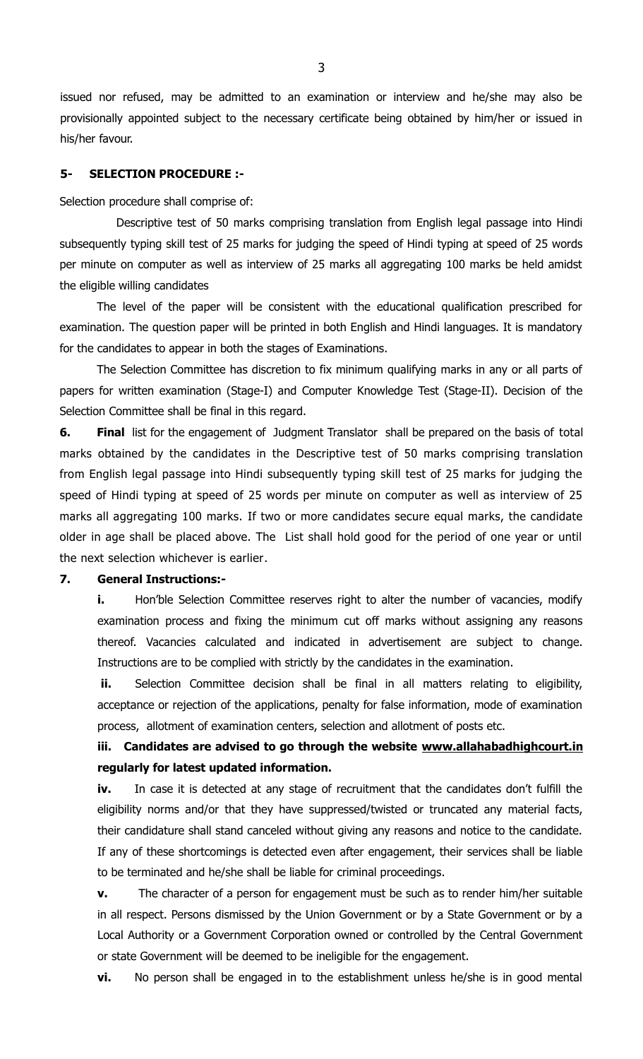issued nor refused, may be admitted to an examination or interview and he/she may also be provisionally appointed subject to the necessary certificate being obtained by him/her or issued in his/her favour.

**5- SELECTION PROCEDURE :-**

Selection procedure shall comprise of:

Descriptive test of 50 marks comprising translation from English legal passage into Hindi subsequently typing skill test of 25 marks for judging the speed of Hindi typing at speed of 25 words per minute on computer as well as interview of 25 marks all aggregating 100 marks be held amidst the eligible willing candidates

The level of the paper will be consistent with the educational qualification prescribed for examination. The question paper will be printed in both English and Hindi languages. It is mandatory for the candidates to appear in both the stages of Examinations.

The Selection Committee has discretion to fix minimum qualifying marks in any or all parts of papers for written examination (Stage-I) and Computer Knowledge Test (Stage-II). Decision of the Selection Committee shall be final in this regard.

**6. Final** list for the engagement of Judgment Translator shall be prepared on the basis of total marks obtained by the candidates in the Descriptive test of 50 marks comprising translation from English legal passage into Hindi subsequently typing skill test of 25 marks for judging the speed of Hindi typing at speed of 25 words per minute on computer as well as interview of 25 marks all aggregating 100 marks. If two or more candidates secure equal marks, the candidate older in age shall be placed above. The List shall hold good for the period of one year or until the next selection whichever is earlier.

**7. General Instructions:-**

**i.** Hon'ble Selection Committee reserves right to alter the number of vacancies, modify examination process and fixing the minimum cut off marks without assigning any reasons thereof. Vacancies calculated and indicated in advertisement are subject to change. Instructions are to be complied with strictly by the candidates in the examination.

**ii.** Selection Committee decision shall be final in all matters relating to eligibility, acceptance or rejection of the applications, penalty for false information, mode of examination process, allotment of examination centers, selection and allotment of posts etc.

**iii. Candidates are advised to go through the website www.allahabadhighcourt.in regularly for latest updated information.**

**iv.** In case it is detected at any stage of recruitment that the candidates don't fulfill the eligibility norms and/or that they have suppressed/twisted or truncated any material facts, their candidature shall stand canceled without giving any reasons and notice to the candidate. If any of these shortcomings is detected even after engagement, their services shall be liable to be terminated and he/she shall be liable for criminal proceedings.

**v.** The character of a person for engagement must be such as to render him/her suitable in all respect. Persons dismissed by the Union Government or by a State Government or by a Local Authority or a Government Corporation owned or controlled by the Central Government or state Government will be deemed to be ineligible for the engagement.

**vi.** No person shall be engaged in to the establishment unless he/she is in good mental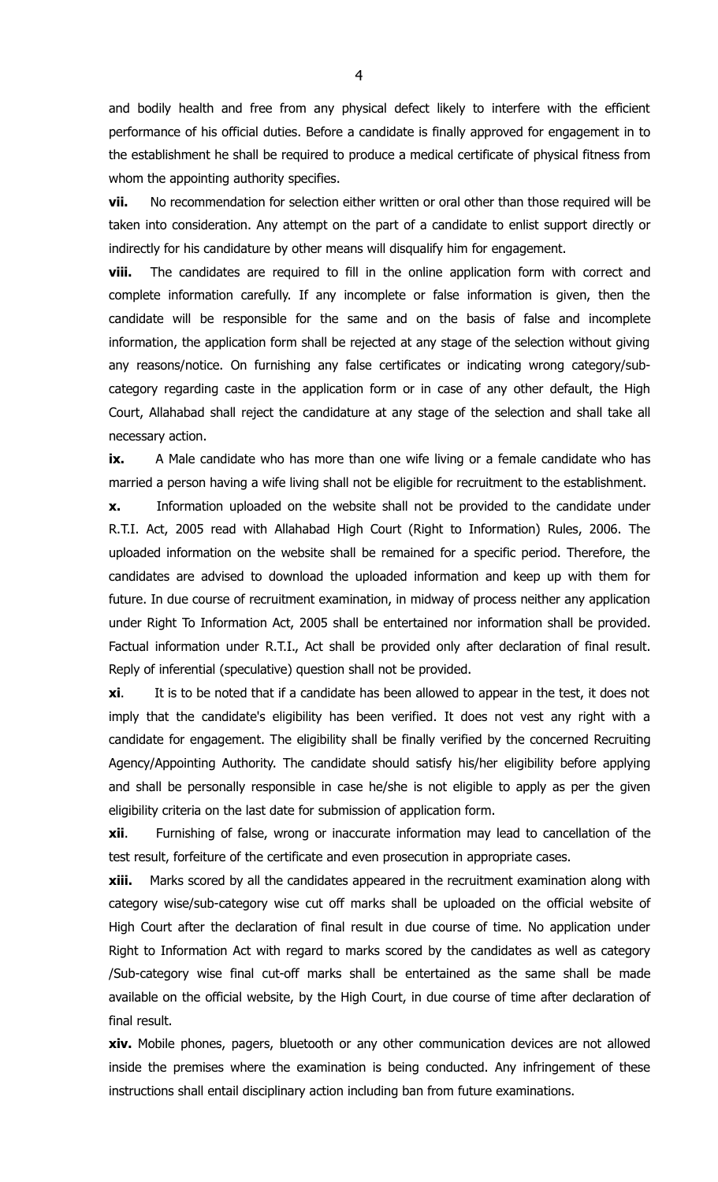and bodily health and free from any physical defect likely to interfere with the efficient performance of his official duties. Before a candidate is finally approved for engagement in to the establishment he shall be required to produce a medical certificate of physical fitness from whom the appointing authority specifies.

**vii.** No recommendation for selection either written or oral other than those required will be taken into consideration. Any attempt on the part of a candidate to enlist support directly or indirectly for his candidature by other means will disqualify him for engagement.

**viii.** The candidates are required to fill in the online application form with correct and complete information carefully. If any incomplete or false information is given, then the candidate will be responsible for the same and on the basis of false and incomplete information, the application form shall be rejected at any stage of the selection without giving any reasons/notice. On furnishing any false certificates or indicating wrong category/sub-category regarding caste in the application form or in case of any other default, the High Court, Allahabad shall reject the candidature at any stage of the selection and shall take all necessary action.

**ix.** A Male candidate who has more than one wife living or a female candidate who has married a person having a wife living shall not be eligible for recruitment to the establishment.

**x.** Information uploaded on the website shall not be provided to the candidate under R.T.I. Act, 2005 read with Allahabad High Court (Right to Information) Rules, 2006. The uploaded information on the website shall be remained for a specific period. Therefore, the candidates are advised to download the uploaded information and keep up with them for future. In due course of recruitment examination, in midway of process neither any application under Right To Information Act, 2005 shall be entertained nor information shall be provided. Factual information under R.T.I., Act shall be provided only after declaration of final result. Reply of inferential (speculative) question shall not be provided.

**xi**. It is to be noted that if a candidate has been allowed to appear in the test, it does not imply that the candidate's eligibility has been verified. It does not vest any right with a candidate for engagement. The eligibility shall be finally verified by the concerned Recruiting Agency/Appointing Authority. The candidate should satisfy his/her eligibility before applying and shall be personally responsible in case he/she is not eligible to apply as per the given eligibility criteria on the last date for submission of application form.

**xii**. Furnishing of false, wrong or inaccurate information may lead to cancellation of the test result, forfeiture of the certificate and even prosecution in appropriate cases.

**xiii.** Marks scored by all the candidates appeared in the recruitment examination along with category wise/sub-category wise cut off marks shall be uploaded on the official website of High Court after the declaration of final result in due course of time. No application under Right to Information Act with regard to marks scored by the candidates as well as category /Sub-category wise final cut-off marks shall be entertained as the same shall be made available on the official website, by the High Court, in due course of time after declaration of final result.

**xiv.** Mobile phones, pagers, bluetooth or any other communication devices are not allowed inside the premises where the examination is being conducted. Any infringement of these instructions shall entail disciplinary action including ban from future examinations.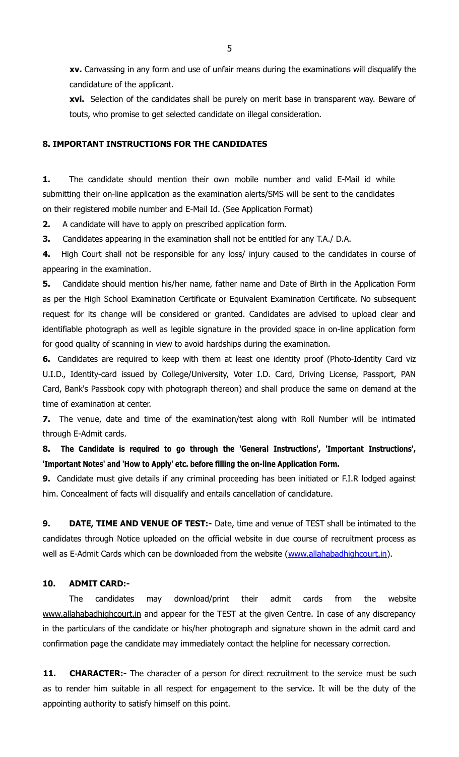**xv.** Canvassing in any form and use of unfair means during the examinations will disqualify the candidature of the applicant.

**xvi.** Selection of the candidates shall be purely on merit base in transparent way. Beware of touts, who promise to get selected candidate on illegal consideration.

## 8. IMPORTANT INSTRUCTIONS FOR THE CANDIDATES

**1.** The candidate should mention their own mobile number and valid E-Mail id while submitting their on-line application as the examination alerts/SMS will be sent to the candidates on their registered mobile number and E-Mail Id. (See Application Format)

**2.** A candidate will have to apply on prescribed application form.

**3.** Candidates appearing in the examination shall not be entitled for any T.A./ D.A.

**4.** High Court shall not be responsible for any loss/ injury caused to the candidates in course of appearing in the examination.

**5.** Candidate should mention his/her name, father name and Date of Birth in the Application Form as per the High School Examination Certificate or Equivalent Examination Certificate. No subsequent request for its change will be considered or granted. Candidates are advised to upload clear and identifiable photograph as well as legible signature in the provided space in on-line application form for good quality of scanning in view to avoid hardships during the examination.

**6.** Candidates are required to keep with them at least one identity proof (Photo-Identity Card viz U.I.D., Identity-card issued by College/University, Voter I.D. Card, Driving License, Passport, PAN Card, Bank's Passbook copy with photograph thereon) and shall produce the same on demand at the time of examination at center.

**7.** The venue, date and time of the examination/test along with Roll Number will be intimated through E-Admit cards.

**8. The Candidate is required to go through the 'General Instructions', 'Important Instructions', 'Important Notes' and 'How to Apply' etc. before filling the on-line Application Form.**

**9.** Candidate must give details if any criminal proceeding has been initiated or F.I.R lodged against him. Concealment of facts will disqualify and entails cancellation of candidature.

**9. DATE, TIME AND VENUE OF TEST:-** Date, time and venue of TEST shall be intimated to the candidates through Notice uploaded on the official website in due course of recruitment process as well as E-Admit Cards which can be downloaded from the website (www.allahabadhighcourt.in).

**10. ADMIT CARD:-**

The candidates may download/print their admit cards from the website www.allahabadhighcourt.in and appear for the TEST at the given Centre. In case of any discrepancy in the particulars of the candidate or his/her photograph and signature shown in the admit card and confirmation page the candidate may immediately contact the helpline for necessary correction.

**11. CHARACTER:-** The character of a person for direct recruitment to the service must be such as to render him suitable in all respect for engagement to the service. It will be the duty of the appointing authority to satisfy himself on this point.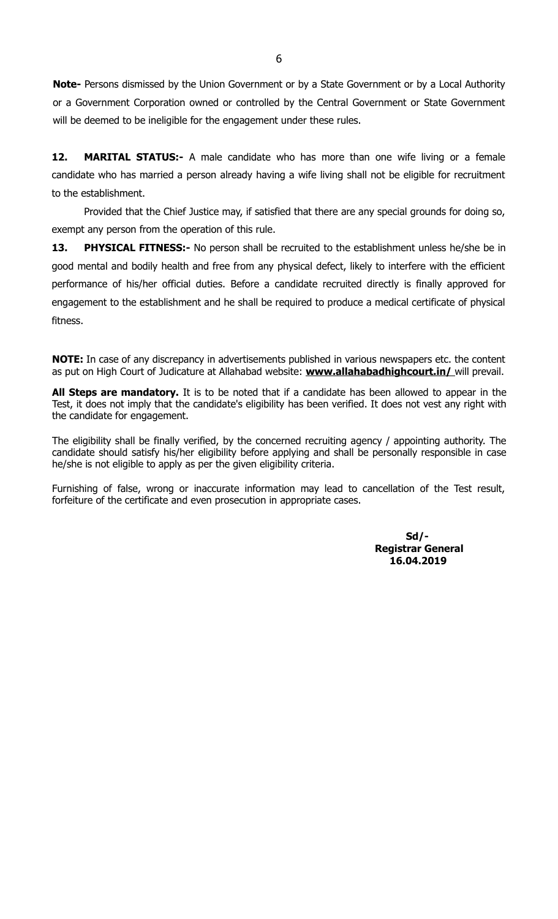**Note-** Persons dismissed by the Union Government or by a State Government or by a Local Authority or a Government Corporation owned or controlled by the Central Government or State Government will be deemed to be ineligible for the engagement under these rules.

**12. MARITAL STATUS:-** A male candidate who has more than one wife living or a female candidate who has married a person already having a wife living shall not be eligible for recruitment to the establishment.

Provided that the Chief Justice may, if satisfied that there are any special grounds for doing so, exempt any person from the operation of this rule.

**13. PHYSICAL FITNESS:-** No person shall be recruited to the establishment unless he/she be in good mental and bodily health and free from any physical defect, likely to interfere with the efficient performance of his/her official duties. Before a candidate recruited directly is finally approved for engagement to the establishment and he shall be required to produce a medical certificate of physical fitness.

**NOTE:** In case of any discrepancy in advertisements published in various newspapers etc. the content as put on High Court of Judicature at Allahabad website: **www.allahabadhighcourt.in/** will prevail.

**All Steps are mandatory.** It is to be noted that if a candidate has been allowed to appear in the Test, it does not imply that the candidate's eligibility has been verified. It does not vest any right with the candidate for engagement.

The eligibility shall be finally verified, by the concerned recruiting agency / appointing authority. The candidate should satisfy his/her eligibility before applying and shall be personally responsible in case he/she is not eligible to apply as per the given eligibility criteria.

Furnishing of false, wrong or inaccurate information may lead to cancellation of the Test result, forfeiture of the certificate and even prosecution in appropriate cases.

**Sd/-**
**Registrar General**
**16.04.2019**